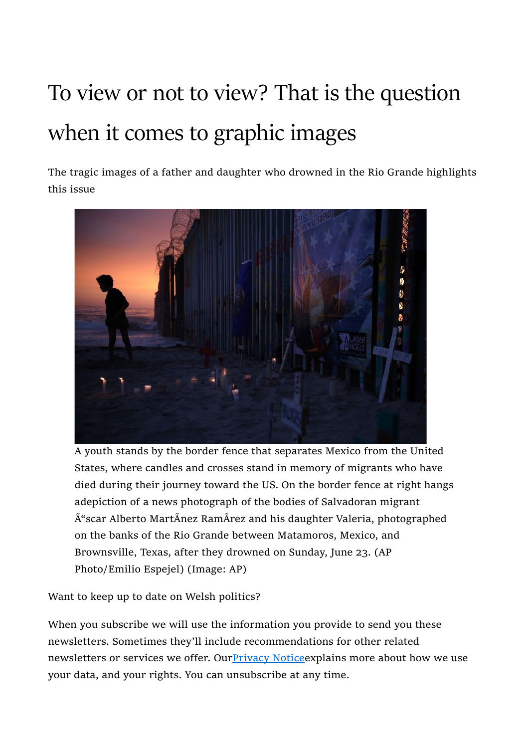# To view or not to view? That is the question when it comes to graphic images

The tragic images of a father and daughter who drowned in the Rio Grande highlights this issue

A youth stands by the border fence that separates Mexico from the United States, where candles and crosses stand in memory of migrants who have died during their journey toward the US. On the border fence at right hangs adepiction of a news photograph of the bodies of Salvadoran migrant Ã“scar Alberto MartÃ­nez RamÃ­rez and his daughter Valeria, photographed on the banks of the Rio Grande between Matamoros, Mexico, and Brownsville, Texas, after they drowned on Sunday, June 23. (AP Photo/Emilio Espejel) (Image: AP)

Want to keep up to date on Welsh politics?

When you subscribe we will use the information you provide to send you these newsletters. Sometimes they'll include recommendations for other related newsletters or services we offer. Our[Privacy Notice]explains more about how we use your data, and your rights. You can unsubscribe at any time.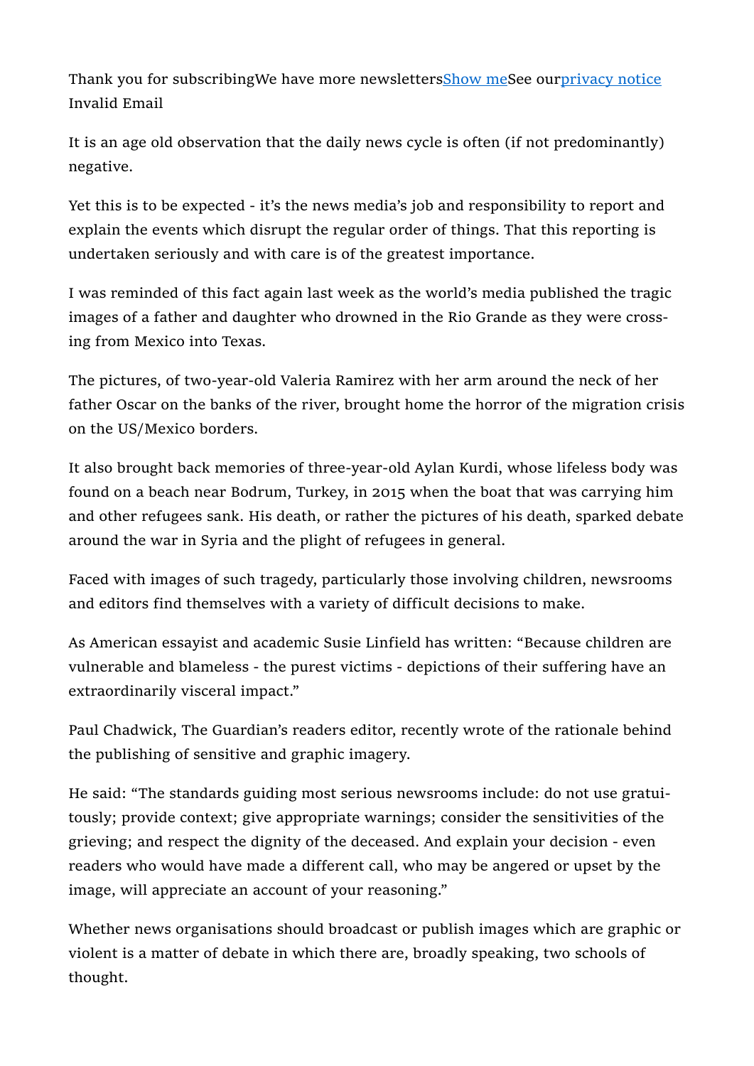Thank you for subscribingWe have more newslettersShow meSee ourprivacy notice
Invalid Email

It is an age old observation that the daily news cycle is often (if not predominantly) negative.

Yet this is to be expected - it's the news media's job and responsibility to report and explain the events which disrupt the regular order of things. That this reporting is undertaken seriously and with care is of the greatest importance.

I was reminded of this fact again last week as the world's media published the tragic images of a father and daughter who drowned in the Rio Grande as they were crossing from Mexico into Texas.

The pictures, of two-year-old Valeria Ramirez with her arm around the neck of her father Oscar on the banks of the river, brought home the horror of the migration crisis on the US/Mexico borders.

It also brought back memories of three-year-old Aylan Kurdi, whose lifeless body was found on a beach near Bodrum, Turkey, in 2015 when the boat that was carrying him and other refugees sank. His death, or rather the pictures of his death, sparked debate around the war in Syria and the plight of refugees in general.

Faced with images of such tragedy, particularly those involving children, newsrooms and editors find themselves with a variety of difficult decisions to make.

As American essayist and academic Susie Linfield has written: "Because children are vulnerable and blameless - the purest victims - depictions of their suffering have an extraordinarily visceral impact."

Paul Chadwick, The Guardian's readers editor, recently wrote of the rationale behind the publishing of sensitive and graphic imagery.

He said: "The standards guiding most serious newsrooms include: do not use gratuitously; provide context; give appropriate warnings; consider the sensitivities of the grieving; and respect the dignity of the deceased. And explain your decision - even readers who would have made a different call, who may be angered or upset by the image, will appreciate an account of your reasoning."

Whether news organisations should broadcast or publish images which are graphic or violent is a matter of debate in which there are, broadly speaking, two schools of thought.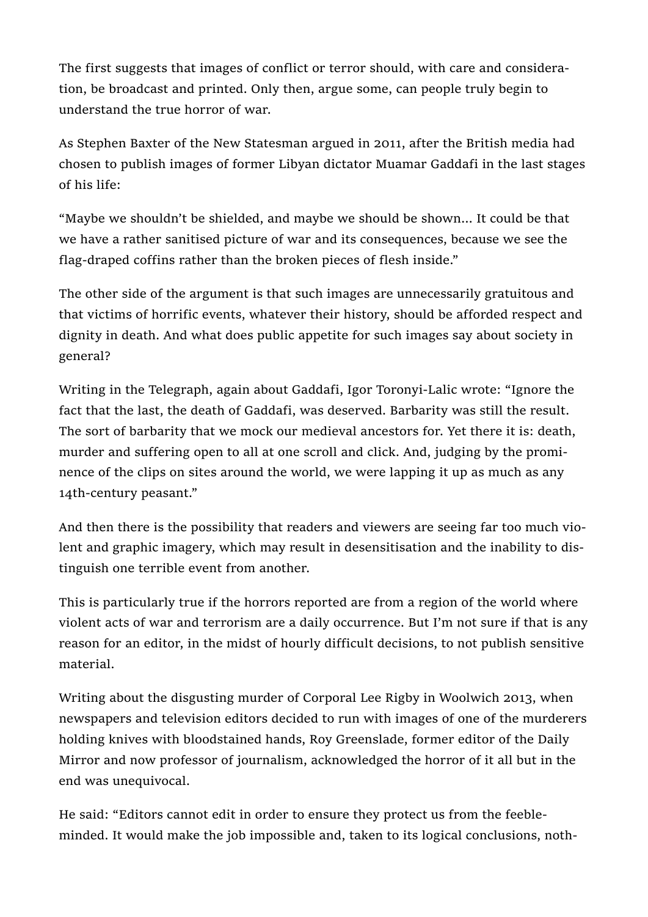The first suggests that images of conflict or terror should, with care and consideration, be broadcast and printed. Only then, argue some, can people truly begin to understand the true horror of war.

As Stephen Baxter of the New Statesman argued in 2011, after the British media had chosen to publish images of former Libyan dictator Muamar Gaddafi in the last stages of his life:

"Maybe we shouldn't be shielded, and maybe we should be shown... It could be that we have a rather sanitised picture of war and its consequences, because we see the flag-draped coffins rather than the broken pieces of flesh inside."

The other side of the argument is that such images are unnecessarily gratuitous and that victims of horrific events, whatever their history, should be afforded respect and dignity in death. And what does public appetite for such images say about society in general?

Writing in the Telegraph, again about Gaddafi, Igor Toronyi-Lalic wrote: "Ignore the fact that the last, the death of Gaddafi, was deserved. Barbarity was still the result. The sort of barbarity that we mock our medieval ancestors for. Yet there it is: death, murder and suffering open to all at one scroll and click. And, judging by the prominence of the clips on sites around the world, we were lapping it up as much as any 14th-century peasant."

And then there is the possibility that readers and viewers are seeing far too much violent and graphic imagery, which may result in desensitisation and the inability to distinguish one terrible event from another.

This is particularly true if the horrors reported are from a region of the world where violent acts of war and terrorism are a daily occurrence. But I'm not sure if that is any reason for an editor, in the midst of hourly difficult decisions, to not publish sensitive material.

Writing about the disgusting murder of Corporal Lee Rigby in Woolwich 2013, when newspapers and television editors decided to run with images of one of the murderers holding knives with bloodstained hands, Roy Greenslade, former editor of the Daily Mirror and now professor of journalism, acknowledged the horror of it all but in the end was unequivocal.

He said: "Editors cannot edit in order to ensure they protect us from the feeble-minded. It would make the job impossible and, taken to its logical conclusions, noth-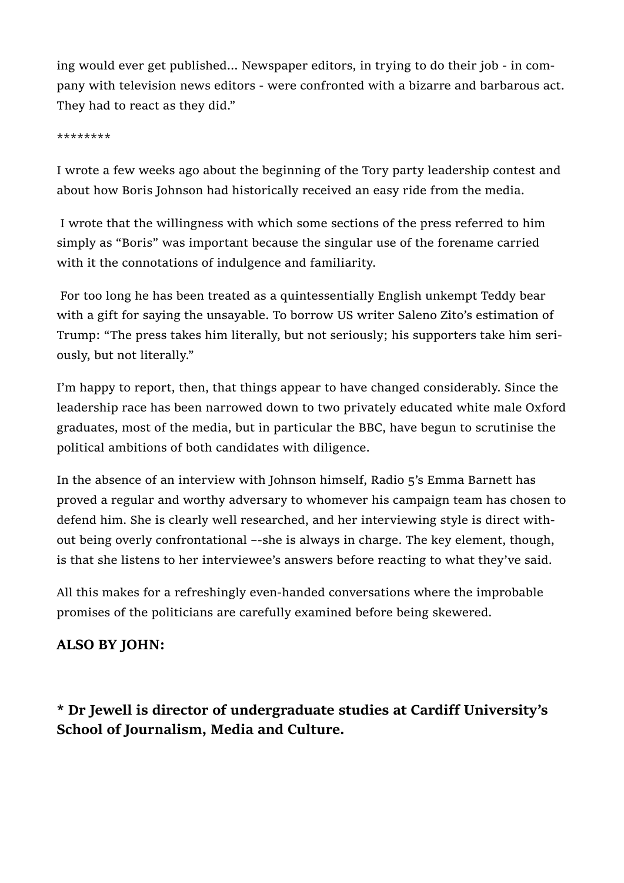ing would ever get published... Newspaper editors, in trying to do their job - in company with television news editors - were confronted with a bizarre and barbarous act. They had to react as they did."

********

I wrote a few weeks ago about the beginning of the Tory party leadership contest and about how Boris Johnson had historically received an easy ride from the media.

I wrote that the willingness with which some sections of the press referred to him simply as "Boris" was important because the singular use of the forename carried with it the connotations of indulgence and familiarity.

For too long he has been treated as a quintessentially English unkempt Teddy bear with a gift for saying the unsayable. To borrow US writer Saleno Zito's estimation of Trump: "The press takes him literally, but not seriously; his supporters take him seriously, but not literally."

I'm happy to report, then, that things appear to have changed considerably. Since the leadership race has been narrowed down to two privately educated white male Oxford graduates, most of the media, but in particular the BBC, have begun to scrutinise the political ambitions of both candidates with diligence.

In the absence of an interview with Johnson himself, Radio 5's Emma Barnett has proved a regular and worthy adversary to whomever his campaign team has chosen to defend him. She is clearly well researched, and her interviewing style is direct without being overly confrontational –-she is always in charge. The key element, though, is that she listens to her interviewee's answers before reacting to what they've said.

All this makes for a refreshingly even-handed conversations where the improbable promises of the politicians are carefully examined before being skewered.

### ALSO BY JOHN:

### * Dr Jewell is director of undergraduate studies at Cardiff University's School of Journalism, Media and Culture.